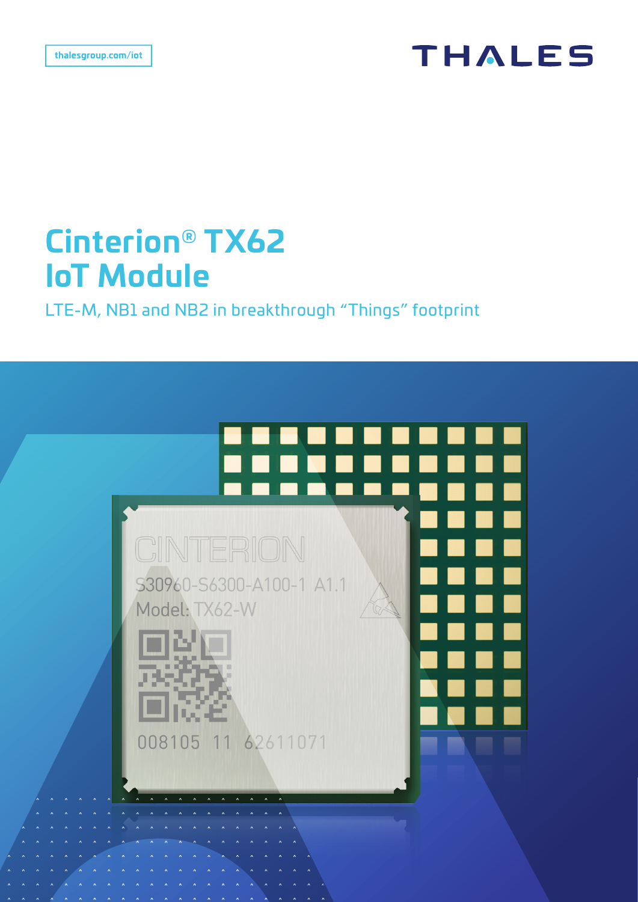thalesgroup.com/iot

THALES

# Cinterion® TX62 IoT Module

LTE-M, NB1 and NB2 in breakthrough "Things" footprint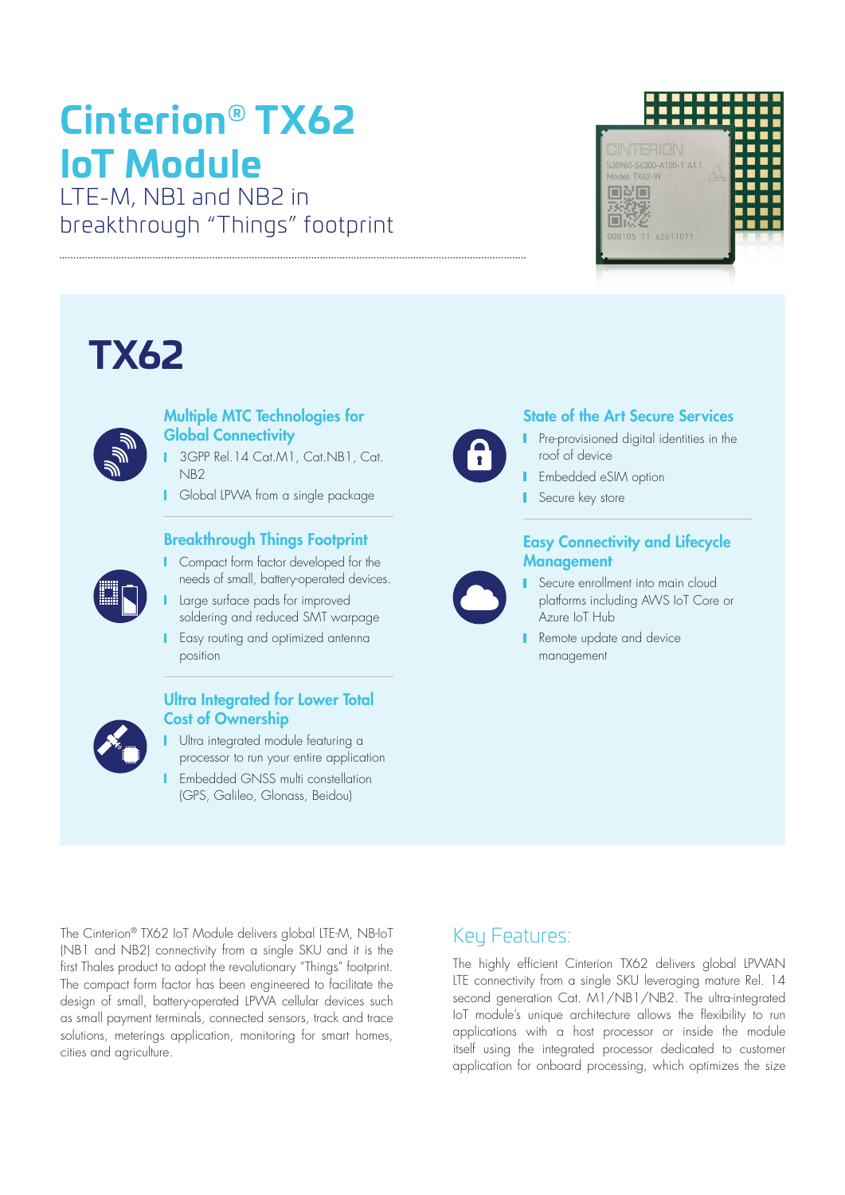# Cinterion® TX62 IoT Module

LTE-M, NB1 and NB2 in breakthrough "Things" footprint

## TX62

### Multiple MTC Technologies for Global Connectivity

- 3GPP Rel.14 Cat.M1, Cat.NB1, Cat. NB2
- Global LPWA from a single package

### Breakthrough Things Footprint

- Compact form factor developed for the needs of small, battery-operated devices.
- Large surface pads for improved soldering and reduced SMT warpage
- Easy routing and optimized antenna position

### Ultra Integrated for Lower Total Cost of Ownership

- Ultra integrated module featuring a processor to run your entire application
- Embedded GNSS multi constellation (GPS, Galileo, Glonass, Beidou)

### State of the Art Secure Services

- Pre-provisioned digital identities in the roof of device
- Embedded eSIM option
- Secure key store

### Easy Connectivity and Lifecycle Management

- Secure enrollment into main cloud platforms including AWS IoT Core or Azure IoT Hub
- Remote update and device management

The Cinterion® TX62 IoT Module delivers global LTE-M, NB-IoT (NB1 and NB2) connectivity from a single SKU and it is the first Thales product to adopt the revolutionary "Things" footprint. The compact form factor has been engineered to facilitate the design of small, battery-operated LPWA cellular devices such as small payment terminals, connected sensors, track and trace solutions, meterings application, monitoring for smart homes, cities and agriculture.

## Key Features:

The highly efficient Cinterion TX62 delivers global LPWAN LTE connectivity from a single SKU leveraging mature Rel. 14 second generation Cat. M1/NB1/NB2. The ultra-integrated IoT module's unique architecture allows the flexibility to run applications with a host processor or inside the module itself using the integrated processor dedicated to customer application for onboard processing, which optimizes the size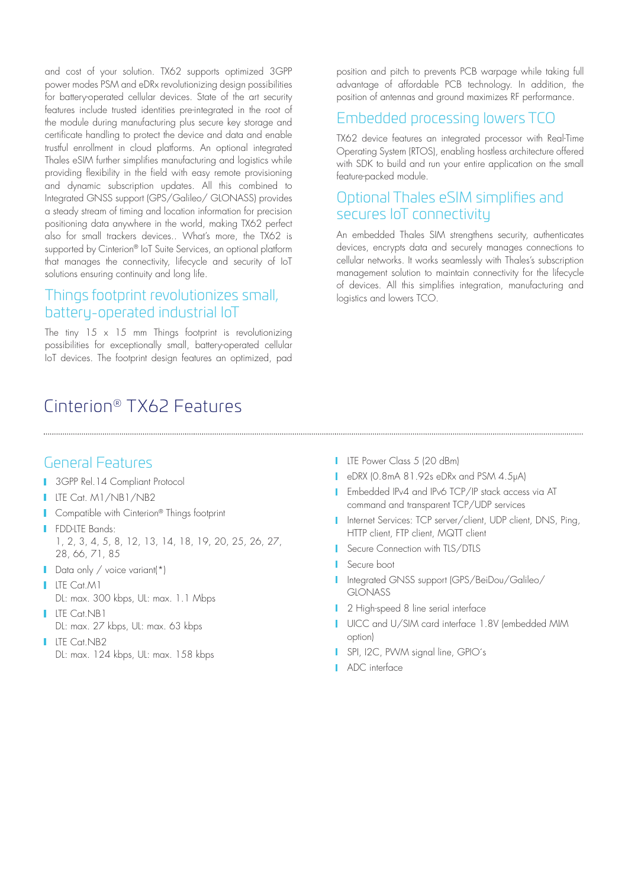and cost of your solution. TX62 supports optimized 3GPP power modes PSM and eDRx revolutionizing design possibilities for battery-operated cellular devices. State of the art security features include trusted identities pre-integrated in the root of the module during manufacturing plus secure key storage and certificate handling to protect the device and data and enable trustful enrollment in cloud platforms. An optional integrated Thales eSIM further simplifies manufacturing and logistics while providing flexibility in the field with easy remote provisioning and dynamic subscription updates. All this combined to Integrated GNSS support (GPS/Galileo/ GLONASS) provides a steady stream of timing and location information for precision positioning data anywhere in the world, making TX62 perfect also for small trackers devices.. What's more, the TX62 is supported by Cinterion® IoT Suite Services, an optional platform that manages the connectivity, lifecycle and security of IoT solutions ensuring continuity and long life.

## Things footprint revolutionizes small, battery-operated industrial IoT

The tiny 15 x 15 mm Things footprint is revolutionizing possibilities for exceptionally small, battery-operated cellular IoT devices. The footprint design features an optimized, pad position and pitch to prevents PCB warpage while taking full advantage of affordable PCB technology. In addition, the position of antennas and ground maximizes RF performance.

## Embedded processing lowers TCO

TX62 device features an integrated processor with Real-Time Operating System (RTOS), enabling hostless architecture offered with SDK to build and run your entire application on the small feature-packed module.

## Optional Thales eSIM simplifies and secures IoT connectivity

An embedded Thales SIM strengthens security, authenticates devices, encrypts data and securely manages connections to cellular networks. It works seamlessly with Thales's subscription management solution to maintain connectivity for the lifecycle of devices. All this simplifies integration, manufacturing and logistics and lowers TCO.

# Cinterion® TX62 Features

## General Features

- 3GPP Rel.14 Compliant Protocol
- LTE Cat. M1/NB1/NB2
- Compatible with Cinterion® Things footprint
- FDD-LTE Bands:
  1, 2, 3, 4, 5, 8, 12, 13, 14, 18, 19, 20, 25, 26, 27, 28, 66, 71, 85
- Data only / voice variant(*)
- LTE Cat.M1
  DL: max. 300 kbps, UL: max. 1.1 Mbps
- LTE Cat.NB1
  DL: max. 27 kbps, UL: max. 63 kbps
- LTE Cat.NB2
  DL: max. 124 kbps, UL: max. 158 kbps
- LTE Power Class 5 (20 dBm)
- eDRX (0.8mA 81.92s eDRx and PSM 4.5µA)
- Embedded IPv4 and IPv6 TCP/IP stack access via AT command and transparent TCP/UDP services
- Internet Services: TCP server/client, UDP client, DNS, Ping, HTTP client, FTP client, MQTT client
- Secure Connection with TLS/DTLS
- Secure boot
- Integrated GNSS support (GPS/BeiDou/Galileo/ GLONASS
- 2 High-speed 8 line serial interface
- UICC and U/SIM card interface 1.8V (embedded MIM option)
- SPI, I2C, PWM signal line, GPIO's
- ADC interface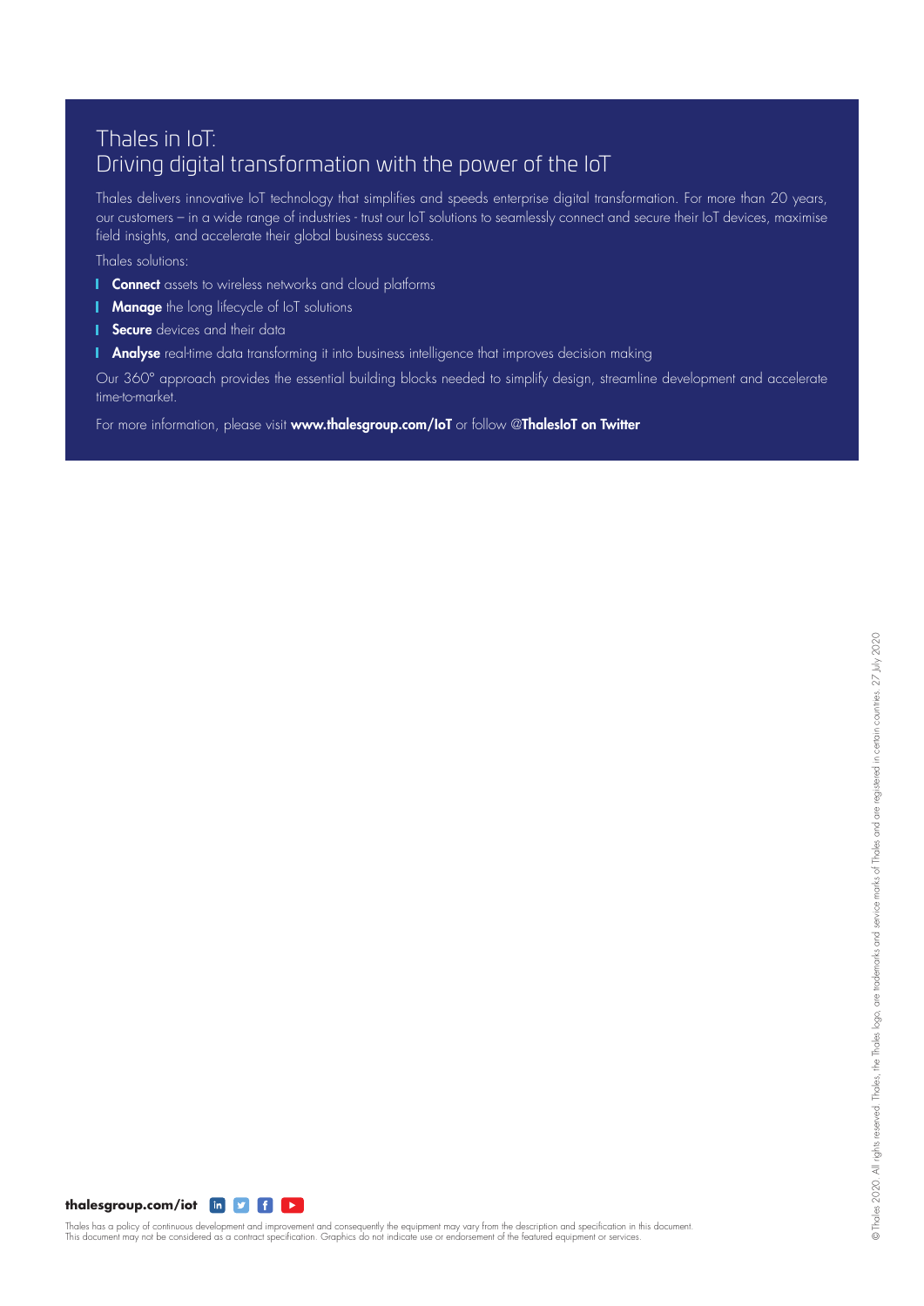## Thales in IoT:
## Driving digital transformation with the power of the IoT

Thales delivers innovative IoT technology that simplifies and speeds enterprise digital transformation. For more than 20 years, our customers – in a wide range of industries - trust our IoT solutions to seamlessly connect and secure their IoT devices, maximise field insights, and accelerate their global business success.

Thales solutions:

- **Connect** assets to wireless networks and cloud platforms
- **Manage** the long lifecycle of IoT solutions
- **Secure** devices and their data
- **Analyse** real-time data transforming it into business intelligence that improves decision making

Our 360° approach provides the essential building blocks needed to simplify design, streamline development and accelerate time-to-market.

For more information, please visit **www.thalesgroup.com/IoT** or follow **@ThalesIoT on Twitter**

**thalesgroup.com/iot**

Thales has a policy of continuous development and improvement and consequently the equipment may vary from the description and specification in this document.
This document may not be considered as a contract specification. Graphics do not indicate use or endorsement of the featured equipment or services.

© Thales 2020. All rights reserved. Thales, the Thales logo, are trademarks and service marks of Thales and are registered in certain countries. 27 July 2020